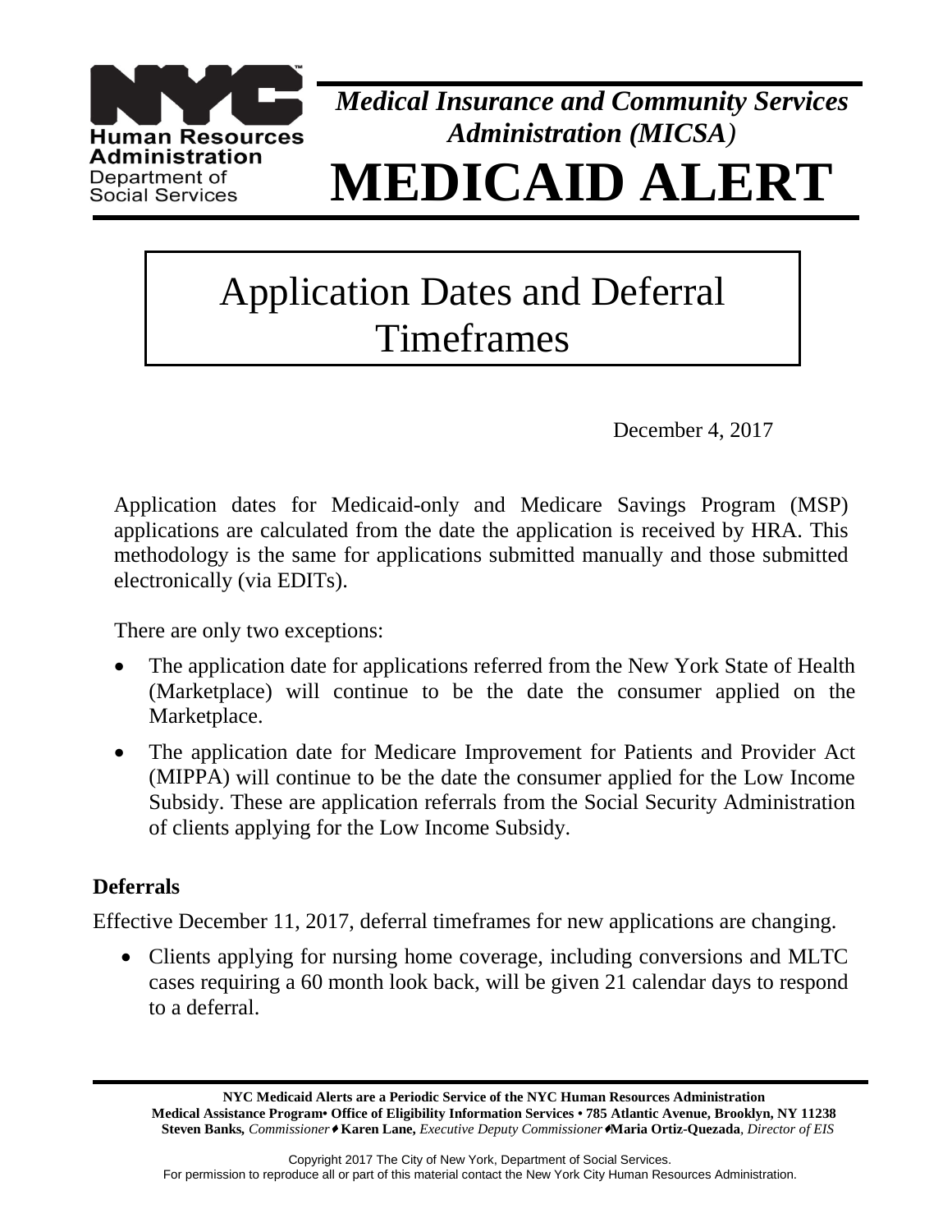Human Resources Administration
Department of Social Services

*Medical Insurance and Community Services Administration (MICSA)*

# MEDICAID ALERT

## Application Dates and Deferral Timeframes

December 4, 2017

Application dates for Medicaid-only and Medicare Savings Program (MSP) applications are calculated from the date the application is received by HRA. This methodology is the same for applications submitted manually and those submitted electronically (via EDITs).

There are only two exceptions:

- The application date for applications referred from the New York State of Health (Marketplace) will continue to be the date the consumer applied on the Marketplace.
- The application date for Medicare Improvement for Patients and Provider Act (MIPPA) will continue to be the date the consumer applied for the Low Income Subsidy. These are application referrals from the Social Security Administration of clients applying for the Low Income Subsidy.

### Deferrals

Effective December 11, 2017, deferral timeframes for new applications are changing.

- Clients applying for nursing home coverage, including conversions and MLTC cases requiring a 60 month look back, will be given 21 calendar days to respond to a deferral.

**NYC Medicaid Alerts are a Periodic Service of the NYC Human Resources Administration**
**Medical Assistance Program• Office of Eligibility Information Services • 785 Atlantic Avenue, Brooklyn, NY 11238**
**Steven Banks,** *Commissioner* ♦ **Karen Lane,** *Executive Deputy Commissioner* ♦ **Maria Ortiz-Quezada**, *Director of EIS*

Copyright 2017 The City of New York, Department of Social Services.
For permission to reproduce all or part of this material contact the New York City Human Resources Administration.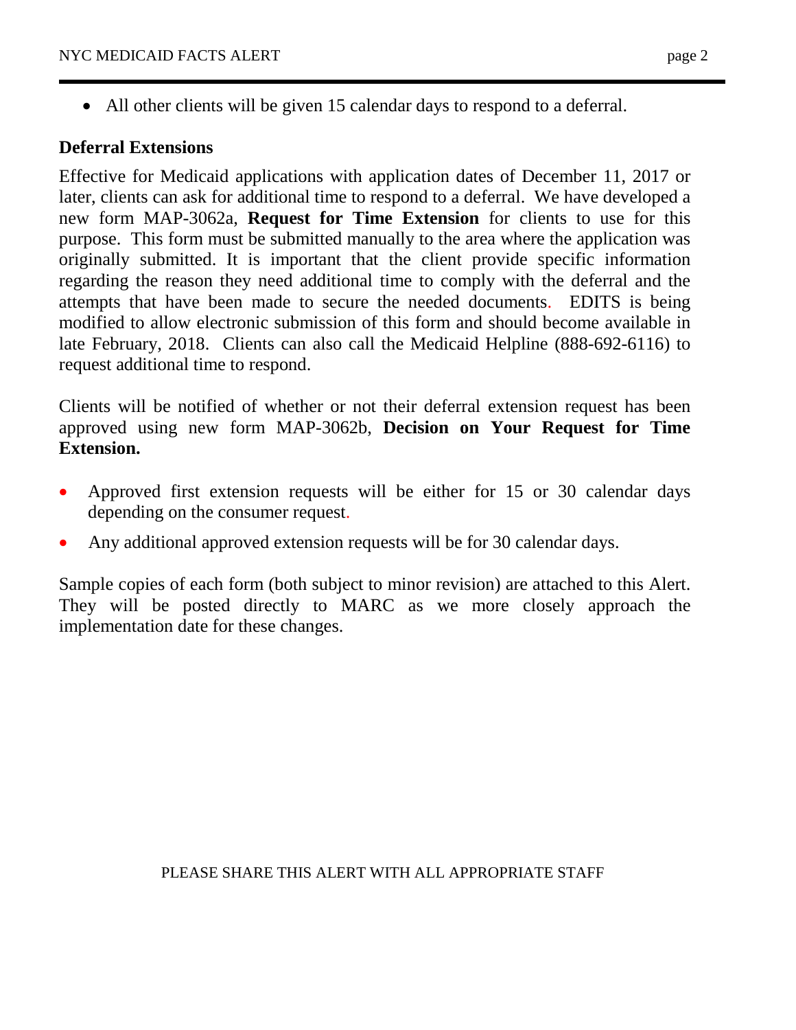- All other clients will be given 15 calendar days to respond to a deferral.

**Deferral Extensions**

Effective for Medicaid applications with application dates of December 11, 2017 or later, clients can ask for additional time to respond to a deferral. We have developed a new form MAP-3062a, **Request for Time Extension** for clients to use for this purpose. This form must be submitted manually to the area where the application was originally submitted. It is important that the client provide specific information regarding the reason they need additional time to comply with the deferral and the attempts that have been made to secure the needed documents. EDITS is being modified to allow electronic submission of this form and should become available in late February, 2018. Clients can also call the Medicaid Helpline (888-692-6116) to request additional time to respond.

Clients will be notified of whether or not their deferral extension request has been approved using new form MAP-3062b, **Decision on Your Request for Time Extension.**

- Approved first extension requests will be either for 15 or 30 calendar days depending on the consumer request.
- Any additional approved extension requests will be for 30 calendar days.

Sample copies of each form (both subject to minor revision) are attached to this Alert. They will be posted directly to MARC as we more closely approach the implementation date for these changes.

PLEASE SHARE THIS ALERT WITH ALL APPROPRIATE STAFF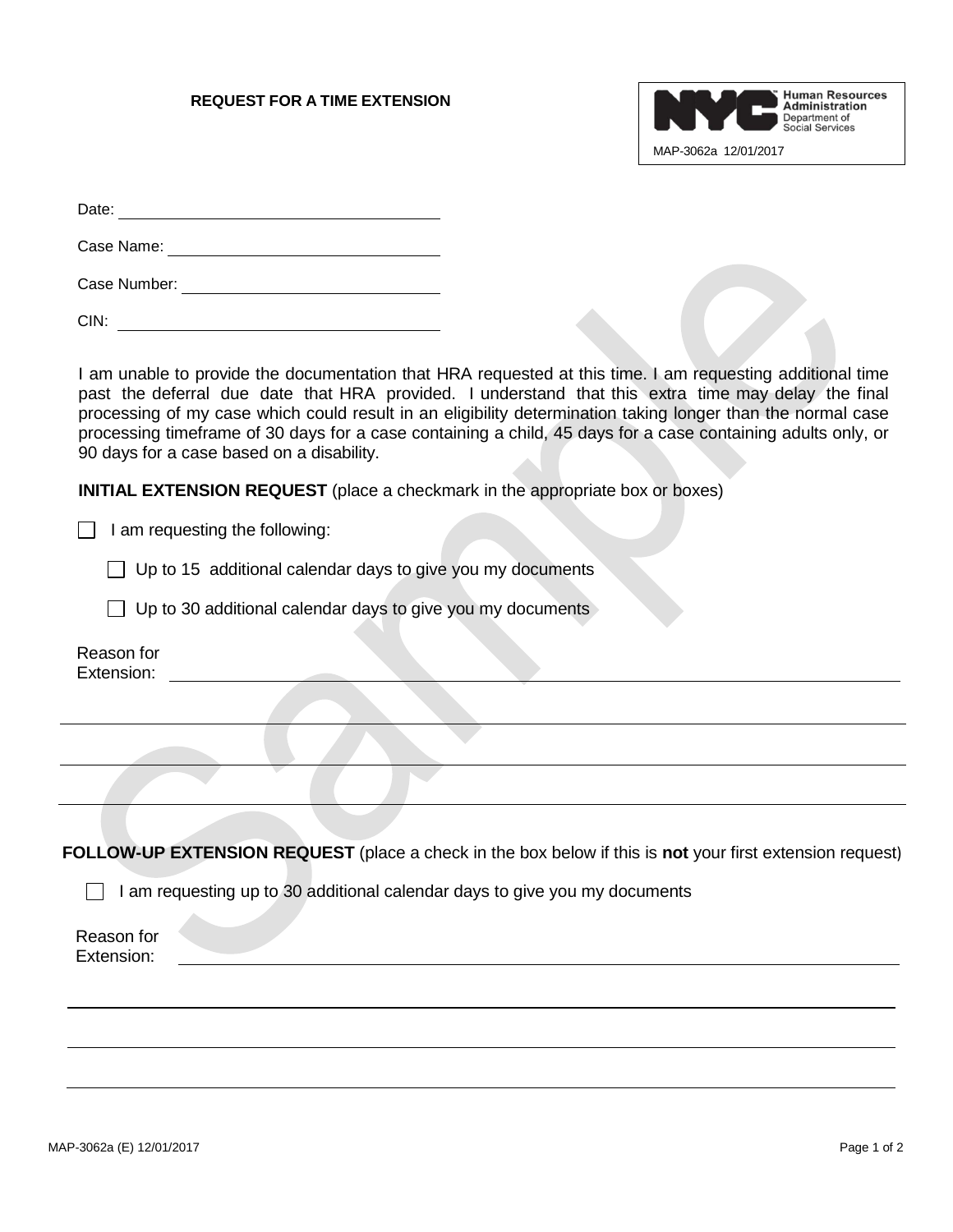# REQUEST FOR A TIME EXTENSION

NYC Human Resources Administration Department of Social Services

MAP-3062a 12/01/2017

Date: ____________________

Case Name: ____________________

Case Number: ____________________

CIN: ____________________

I am unable to provide the documentation that HRA requested at this time. I am requesting additional time past the deferral due date that HRA provided. I understand that this extra time may delay the final processing of my case which could result in an eligibility determination taking longer than the normal case processing timeframe of 30 days for a case containing a child, 45 days for a case containing adults only, or 90 days for a case based on a disability.

**INITIAL EXTENSION REQUEST** (place a checkmark in the appropriate box or boxes)

☐ I am requesting the following:

- ☐ Up to 15 additional calendar days to give you my documents
- ☐ Up to 30 additional calendar days to give you my documents

Reason for Extension: ____________________

____________________

____________________

____________________

**FOLLOW-UP EXTENSION REQUEST** (place a check in the box below if this is **not** your first extension request)

☐ I am requesting up to 30 additional calendar days to give you my documents

Reason for Extension: ____________________

____________________

____________________

____________________

MAP-3062a (E) 12/01/2017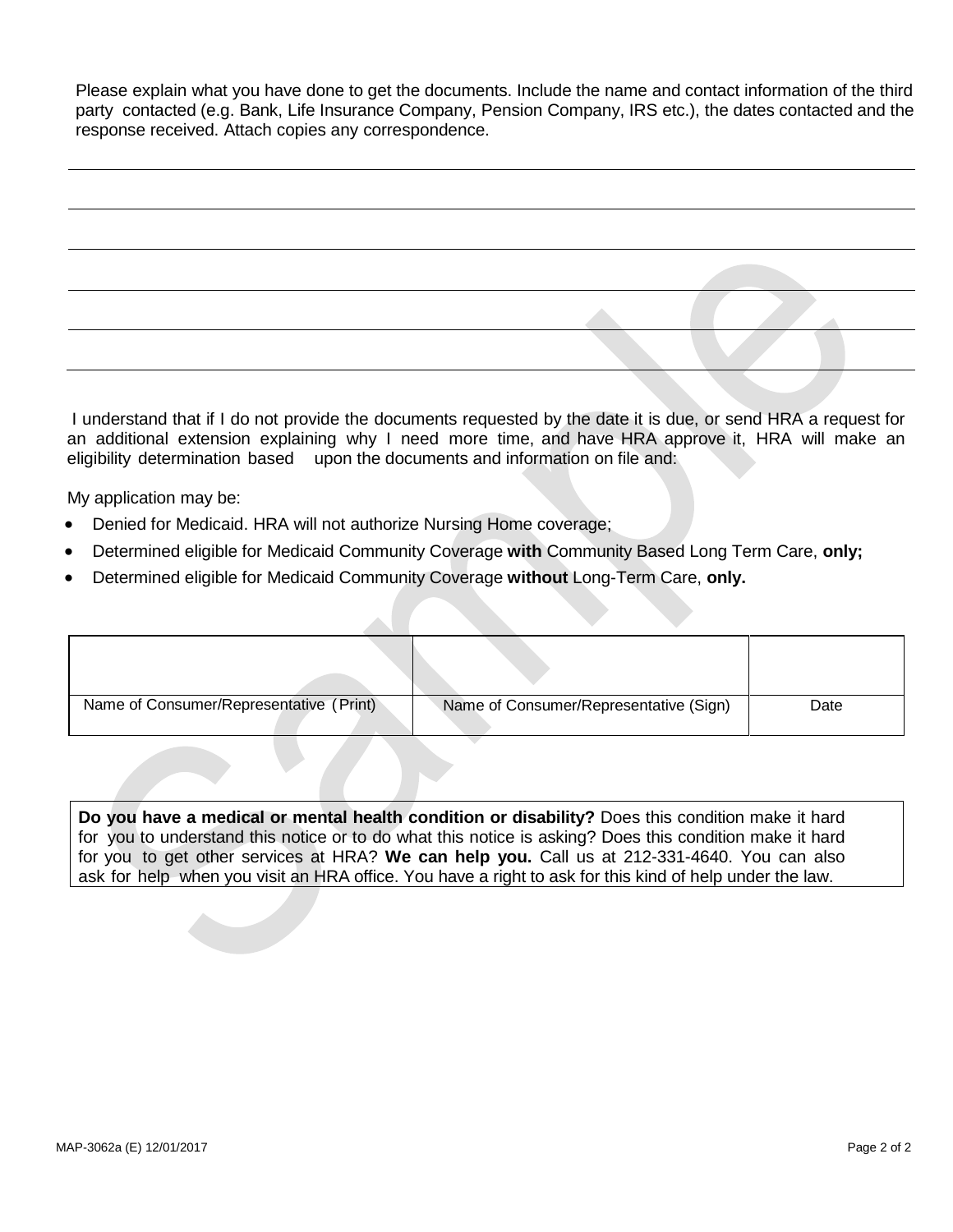Please explain what you have done to get the documents. Include the name and contact information of the third party contacted (e.g. Bank, Life Insurance Company, Pension Company, IRS etc.), the dates contacted and the response received. Attach copies any correspondence.

\_\_\_\_\_\_\_\_\_\_\_\_\_\_\_\_\_\_\_\_\_\_\_\_\_\_\_\_\_\_\_\_\_\_\_\_\_\_\_\_\_\_\_\_\_\_\_\_\_\_\_\_\_\_\_\_\_\_\_\_\_\_\_\_\_\_\_\_\_\_\_\_\_\_\_\_\_\_

\_\_\_\_\_\_\_\_\_\_\_\_\_\_\_\_\_\_\_\_\_\_\_\_\_\_\_\_\_\_\_\_\_\_\_\_\_\_\_\_\_\_\_\_\_\_\_\_\_\_\_\_\_\_\_\_\_\_\_\_\_\_\_\_\_\_\_\_\_\_\_\_\_\_\_\_\_\_

\_\_\_\_\_\_\_\_\_\_\_\_\_\_\_\_\_\_\_\_\_\_\_\_\_\_\_\_\_\_\_\_\_\_\_\_\_\_\_\_\_\_\_\_\_\_\_\_\_\_\_\_\_\_\_\_\_\_\_\_\_\_\_\_\_\_\_\_\_\_\_\_\_\_\_\_\_\_

\_\_\_\_\_\_\_\_\_\_\_\_\_\_\_\_\_\_\_\_\_\_\_\_\_\_\_\_\_\_\_\_\_\_\_\_\_\_\_\_\_\_\_\_\_\_\_\_\_\_\_\_\_\_\_\_\_\_\_\_\_\_\_\_\_\_\_\_\_\_\_\_\_\_\_\_\_\_

\_\_\_\_\_\_\_\_\_\_\_\_\_\_\_\_\_\_\_\_\_\_\_\_\_\_\_\_\_\_\_\_\_\_\_\_\_\_\_\_\_\_\_\_\_\_\_\_\_\_\_\_\_\_\_\_\_\_\_\_\_\_\_\_\_\_\_\_\_\_\_\_\_\_\_\_\_\_

\_\_\_\_\_\_\_\_\_\_\_\_\_\_\_\_\_\_\_\_\_\_\_\_\_\_\_\_\_\_\_\_\_\_\_\_\_\_\_\_\_\_\_\_\_\_\_\_\_\_\_\_\_\_\_\_\_\_\_\_\_\_\_\_\_\_\_\_\_\_\_\_\_\_\_\_\_\_

I understand that if I do not provide the documents requested by the date it is due, or send HRA a request for an additional extension explaining why I need more time, and have HRA approve it, HRA will make an eligibility determination based upon the documents and information on file and:

My application may be:

- Denied for Medicaid. HRA will not authorize Nursing Home coverage;
- Determined eligible for Medicaid Community Coverage **with** Community Based Long Term Care, **only;**
- Determined eligible for Medicaid Community Coverage **without** Long-Term Care, **only.**

| | | |
|---|---|---|
| Name of Consumer/Representative (Print) | Name of Consumer/Representative (Sign) | Date |

**Do you have a medical or mental health condition or disability?** Does this condition make it hard for you to understand this notice or to do what this notice is asking? Does this condition make it hard for you to get other services at HRA? **We can help you.** Call us at 212-331-4640. You can also ask for help when you visit an HRA office. You have a right to ask for this kind of help under the law.

MAP-3062a (E) 12/01/2017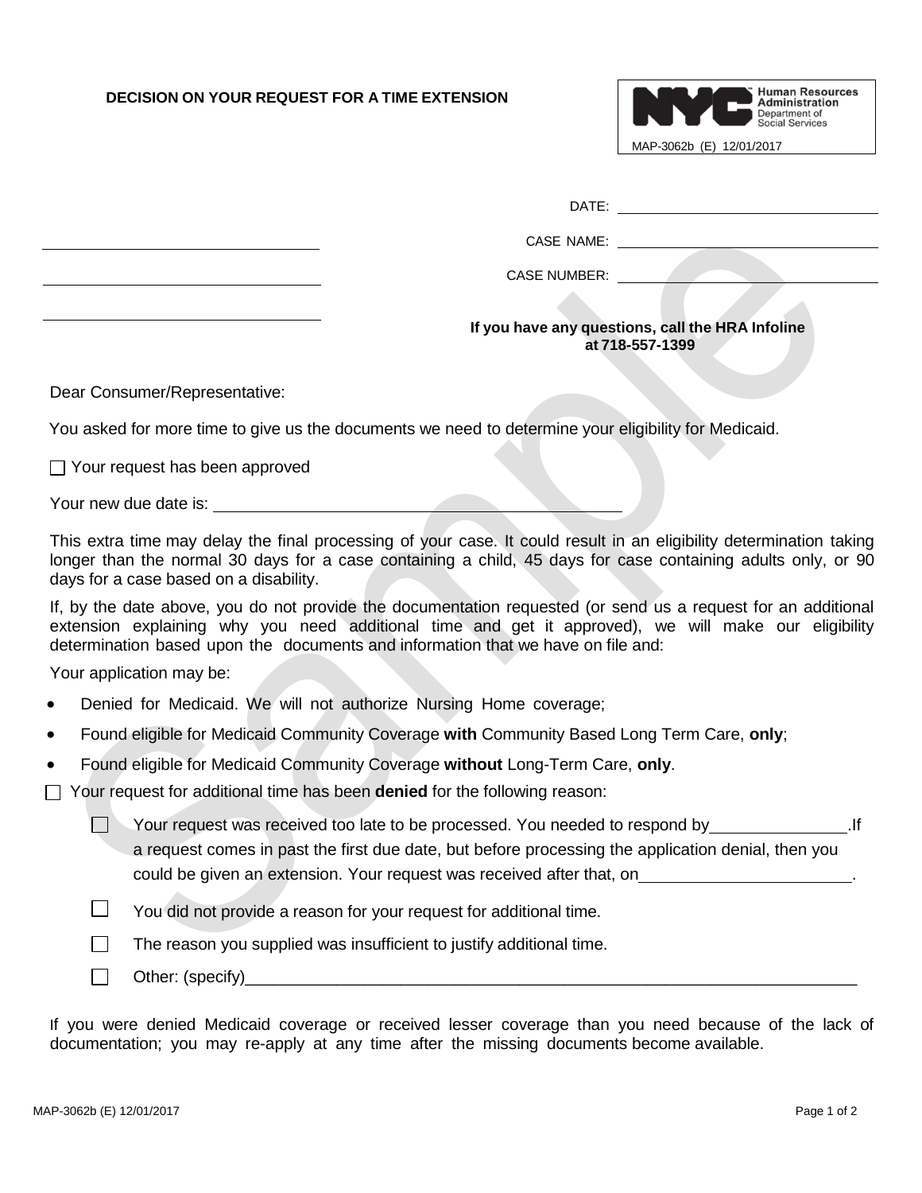# DECISION ON YOUR REQUEST FOR A TIME EXTENSION

NYC Human Resources Administration
Department of Social Services

MAP-3062b (E) 12/01/2017

DATE: ______________________

CASE NAME: ______________________

CASE NUMBER: ______________________

______________________

______________________

______________________

**If you have any questions, call the HRA Infoline at 718-557-1399**

Dear Consumer/Representative:

You asked for more time to give us the documents we need to determine your eligibility for Medicaid.

☐ Your request has been approved

Your new due date is: ______________________

This extra time may delay the final processing of your case. It could result in an eligibility determination taking longer than the normal 30 days for a case containing a child, 45 days for case containing adults only, or 90 days for a case based on a disability.

If, by the date above, you do not provide the documentation requested (or send us a request for an additional extension explaining why you need additional time and get it approved), we will make our eligibility determination based upon the documents and information that we have on file and:

Your application may be:

- Denied for Medicaid. We will not authorize Nursing Home coverage;
- Found eligible for Medicaid Community Coverage **with** Community Based Long Term Care, **only**;
- Found eligible for Medicaid Community Coverage **without** Long-Term Care, **only**.

☐ Your request for additional time has been **denied** for the following reason:

- ☐ Your request was received too late to be processed. You needed to respond by ______________.If a request comes in past the first due date, but before processing the application denial, then you could be given an extension. Your request was received after that, on ______________________.
- ☐ You did not provide a reason for your request for additional time.
- ☐ The reason you supplied was insufficient to justify additional time.
- ☐ Other: (specify)______________________________________________________________

If you were denied Medicaid coverage or received lesser coverage than you need because of the lack of documentation; you may re-apply at any time after the missing documents become available.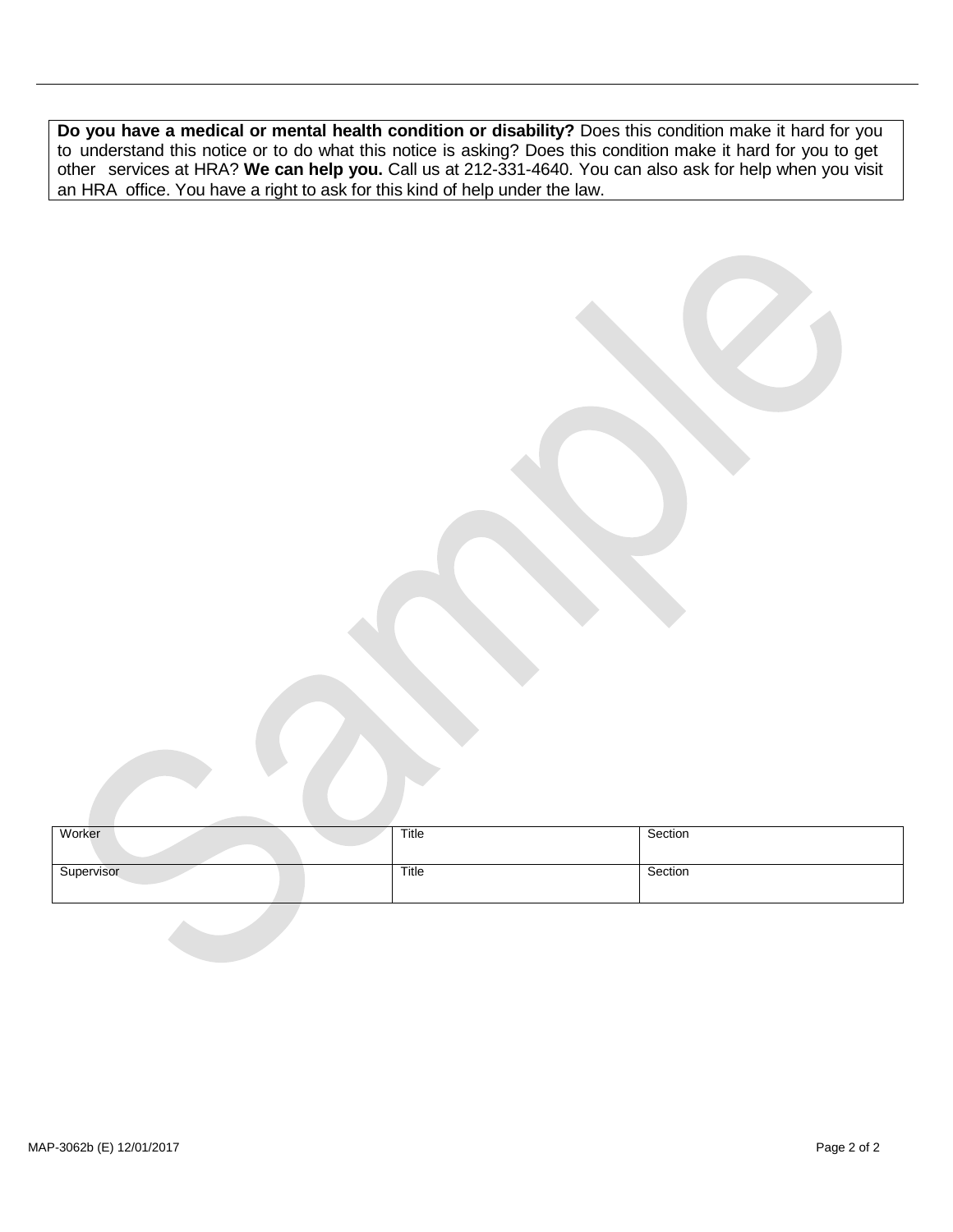**Do you have a medical or mental health condition or disability?** Does this condition make it hard for you to understand this notice or to do what this notice is asking? Does this condition make it hard for you to get other services at HRA? **We can help you.** Call us at 212-331-4640. You can also ask for help when you visit an HRA office. You have a right to ask for this kind of help under the law.

| | | |
|---|---|---|
| Worker | Title | Section |
| Supervisor | Title | Section |

MAP-3062b (E) 12/01/2017